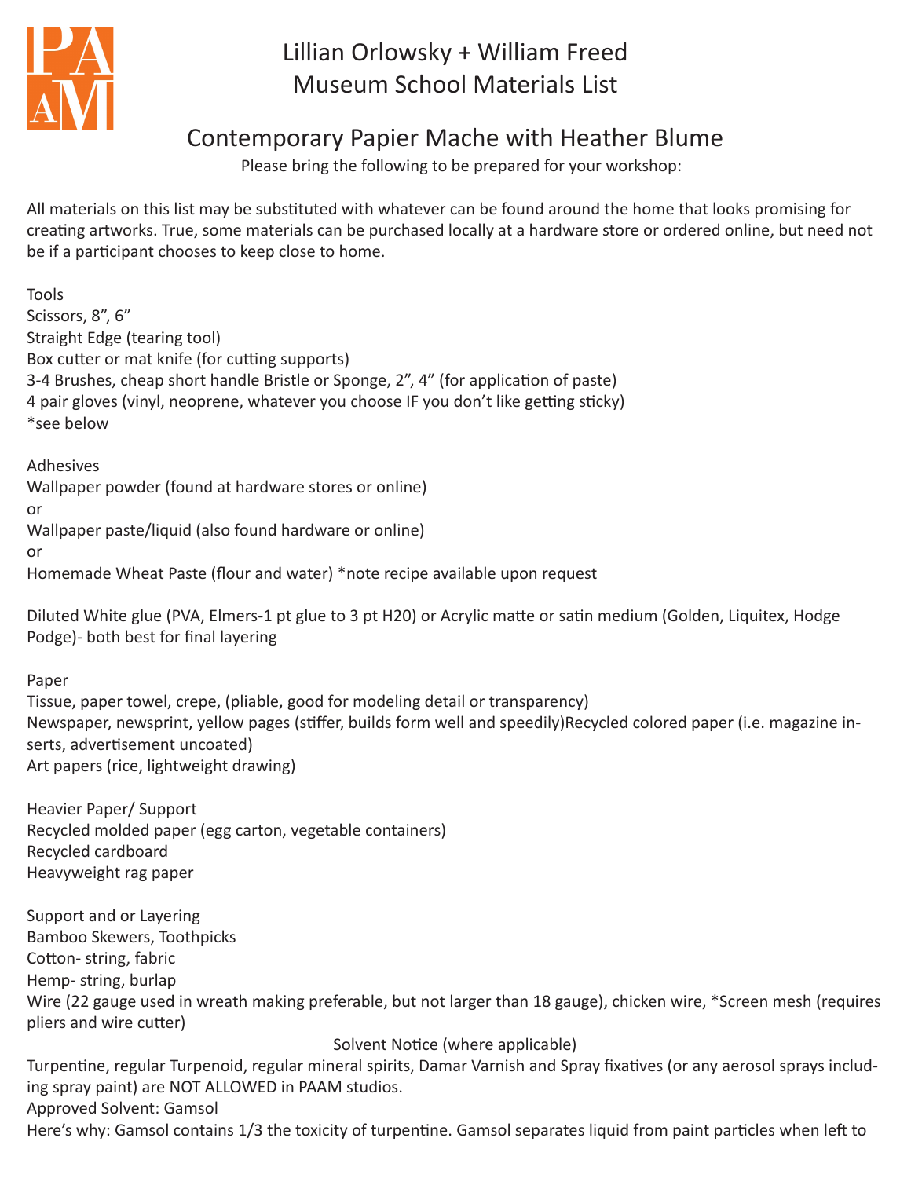# Lillian Orlowsky + William Freed Museum School Materials List

## Contemporary Papier Mache with Heather Blume

Please bring the following to be prepared for your workshop:

All materials on this list may be substituted with whatever can be found around the home that looks promising for creating artworks. True, some materials can be purchased locally at a hardware store or ordered online, but need not be if a participant chooses to keep close to home.

Tools
Scissors, 8", 6"
Straight Edge (tearing tool)
Box cutter or mat knife (for cutting supports)
3-4 Brushes, cheap short handle Bristle or Sponge, 2", 4" (for application of paste)
4 pair gloves (vinyl, neoprene, whatever you choose IF you don't like getting sticky)
*see below

Adhesives
Wallpaper powder (found at hardware stores or online)
or
Wallpaper paste/liquid (also found hardware or online)
or
Homemade Wheat Paste (flour and water) *note recipe available upon request

Diluted White glue (PVA, Elmers-1 pt glue to 3 pt H20) or Acrylic matte or satin medium (Golden, Liquitex, Hodge Podge)- both best for final layering

Paper
Tissue, paper towel, crepe, (pliable, good for modeling detail or transparency)
Newspaper, newsprint, yellow pages (stiffer, builds form well and speedily)Recycled colored paper (i.e. magazine inserts, advertisement uncoated)
Art papers (rice, lightweight drawing)

Heavier Paper/ Support
Recycled molded paper (egg carton, vegetable containers)
Recycled cardboard
Heavyweight rag paper

Support and or Layering
Bamboo Skewers, Toothpicks
Cotton- string, fabric
Hemp- string, burlap
Wire (22 gauge used in wreath making preferable, but not larger than 18 gauge), chicken wire, *Screen mesh (requires pliers and wire cutter)

<u>Solvent Notice (where applicable)</u>

Turpentine, regular Turpenoid, regular mineral spirits, Damar Varnish and Spray fixatives (or any aerosol sprays including spray paint) are NOT ALLOWED in PAAM studios.
Approved Solvent: Gamsol
Here's why: Gamsol contains 1/3 the toxicity of turpentine. Gamsol separates liquid from paint particles when left to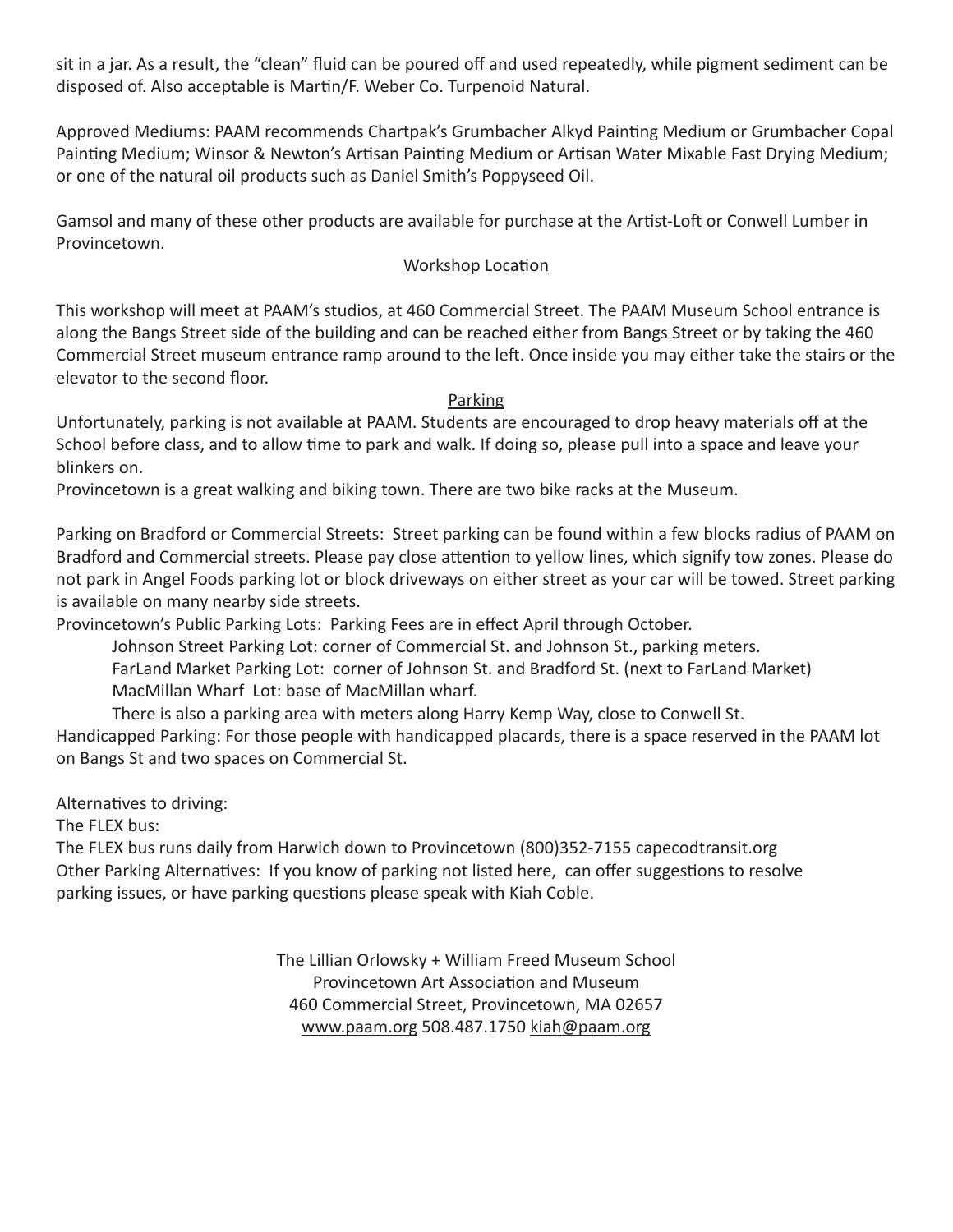sit in a jar. As a result, the "clean" fluid can be poured off and used repeatedly, while pigment sediment can be disposed of. Also acceptable is Martin/F. Weber Co. Turpenoid Natural.

Approved Mediums: PAAM recommends Chartpak's Grumbacher Alkyd Painting Medium or Grumbacher Copal Painting Medium; Winsor & Newton's Artisan Painting Medium or Artisan Water Mixable Fast Drying Medium; or one of the natural oil products such as Daniel Smith's Poppyseed Oil.

Gamsol and many of these other products are available for purchase at the Artist-Loft or Conwell Lumber in Provincetown.

## Workshop Location

This workshop will meet at PAAM's studios, at 460 Commercial Street. The PAAM Museum School entrance is along the Bangs Street side of the building and can be reached either from Bangs Street or by taking the 460 Commercial Street museum entrance ramp around to the left. Once inside you may either take the stairs or the elevator to the second floor.

## Parking

Unfortunately, parking is not available at PAAM. Students are encouraged to drop heavy materials off at the School before class, and to allow time to park and walk. If doing so, please pull into a space and leave your blinkers on.

Provincetown is a great walking and biking town. There are two bike racks at the Museum.

Parking on Bradford or Commercial Streets: Street parking can be found within a few blocks radius of PAAM on Bradford and Commercial streets. Please pay close attention to yellow lines, which signify tow zones. Please do not park in Angel Foods parking lot or block driveways on either street as your car will be towed. Street parking is available on many nearby side streets.

Provincetown's Public Parking Lots: Parking Fees are in effect April through October.

- Johnson Street Parking Lot: corner of Commercial St. and Johnson St., parking meters.
- FarLand Market Parking Lot: corner of Johnson St. and Bradford St. (next to FarLand Market)
- MacMillan Wharf Lot: base of MacMillan wharf.
- There is also a parking area with meters along Harry Kemp Way, close to Conwell St.

Handicapped Parking: For those people with handicapped placards, there is a space reserved in the PAAM lot on Bangs St and two spaces on Commercial St.

Alternatives to driving:

The FLEX bus:

The FLEX bus runs daily from Harwich down to Provincetown (800)352-7155 capecodtransit.org

Other Parking Alternatives: If you know of parking not listed here, can offer suggestions to resolve parking issues, or have parking questions please speak with Kiah Coble.

The Lillian Orlowsky + William Freed Museum School
Provincetown Art Association and Museum
460 Commercial Street, Provincetown, MA 02657
www.paam.org 508.487.1750 kiah@paam.org